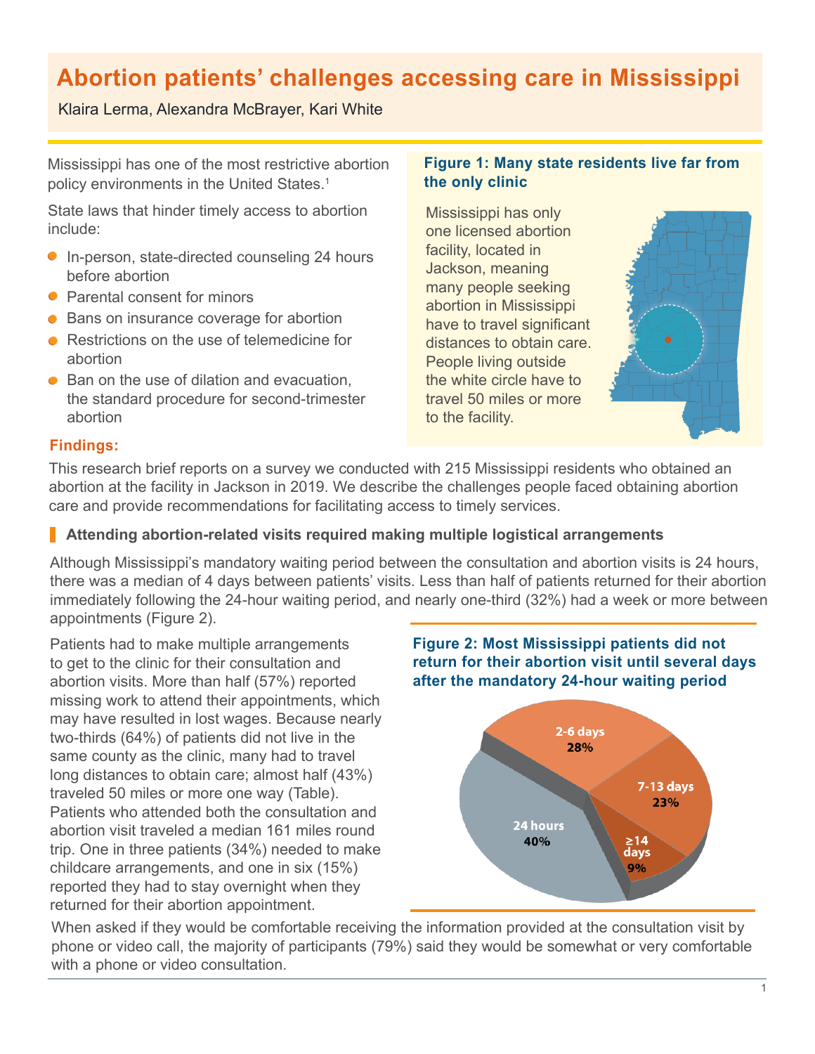# Abortion patients' challenges accessing care in Mississippi

Klaira Lerma, Alexandra McBrayer, Kari White

Mississippi has one of the most restrictive abortion policy environments in the United States.[1]

State laws that hinder timely access to abortion include:

- In-person, state-directed counseling 24 hours before abortion
- Parental consent for minors
- Bans on insurance coverage for abortion
- Restrictions on the use of telemedicine for abortion
- Ban on the use of dilation and evacuation, the standard procedure for second-trimester abortion

**Figure 1: Many state residents live far from the only clinic**

Mississippi has only one licensed abortion facility, located in Jackson, meaning many people seeking abortion in Mississippi have to travel significant distances to obtain care. People living outside the white circle have to travel 50 miles or more to the facility.

## Findings:

This research brief reports on a survey we conducted with 215 Mississippi residents who obtained an abortion at the facility in Jackson in 2019. We describe the challenges people faced obtaining abortion care and provide recommendations for facilitating access to timely services.

### Attending abortion-related visits required making multiple logistical arrangements

Although Mississippi's mandatory waiting period between the consultation and abortion visits is 24 hours, there was a median of 4 days between patients' visits. Less than half of patients returned for their abortion immediately following the 24-hour waiting period, and nearly one-third (32%) had a week or more between appointments (Figure 2).

Patients had to make multiple arrangements to get to the clinic for their consultation and abortion visits. More than half (57%) reported missing work to attend their appointments, which may have resulted in lost wages. Because nearly two-thirds (64%) of patients did not live in the same county as the clinic, many had to travel long distances to obtain care; almost half (43%) traveled 50 miles or more one way (Table). Patients who attended both the consultation and abortion visit traveled a median 161 miles round trip. One in three patients (34%) needed to make childcare arrangements, and one in six (15%) reported they had to stay overnight when they returned for their abortion appointment.

**Figure 2: Most Mississippi patients did not return for their abortion visit until several days after the mandatory 24-hour waiting period**

| Time between visits | Percent |
|---|---|
| 24 hours | 40% |
| 2-6 days | 28% |
| 7-13 days | 23% |
| ≥14 days | 9% |

When asked if they would be comfortable receiving the information provided at the consultation visit by phone or video call, the majority of participants (79%) said they would be somewhat or very comfortable with a phone or video consultation.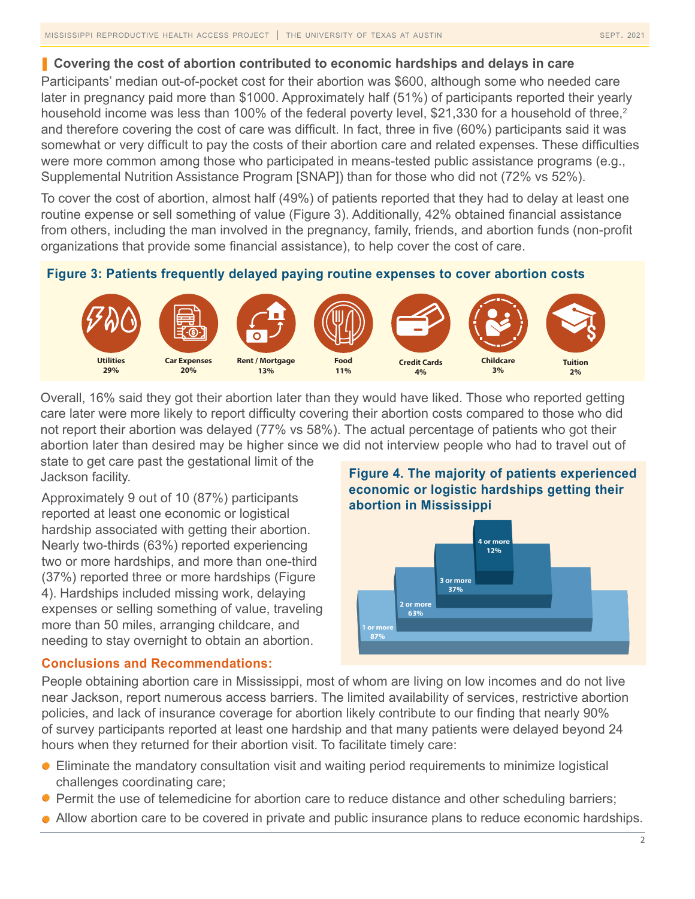## Covering the cost of abortion contributed to economic hardships and delays in care

Participants' median out-of-pocket cost for their abortion was $600, although some who needed care later in pregnancy paid more than $1000. Approximately half (51%) of participants reported their yearly household income was less than 100% of the federal poverty level, $21,330 for a household of three,[2] and therefore covering the cost of care was difficult. In fact, three in five (60%) participants said it was somewhat or very difficult to pay the costs of their abortion care and related expenses. These difficulties were more common among those who participated in means-tested public assistance programs (e.g., Supplemental Nutrition Assistance Program [SNAP]) than for those who did not (72% vs 52%).

To cover the cost of abortion, almost half (49%) of patients reported that they had to delay at least one routine expense or sell something of value (Figure 3). Additionally, 42% obtained financial assistance from others, including the man involved in the pregnancy, family, friends, and abortion funds (non-profit organizations that provide some financial assistance), to help cover the cost of care.

**Figure 3: Patients frequently delayed paying routine expenses to cover abortion costs**

| Utilities | Car Expenses | Rent / Mortgage | Food | Credit Cards | Childcare | Tuition |
|---|---|---|---|---|---|---|
| 29% | 20% | 13% | 11% | 4% | 3% | 2% |

Overall, 16% said they got their abortion later than they would have liked. Those who reported getting care later were more likely to report difficulty covering their abortion costs compared to those who did not report their abortion was delayed (77% vs 58%). The actual percentage of patients who got their abortion later than desired may be higher since we did not interview people who had to travel out of state to get care past the gestational limit of the Jackson facility.

Approximately 9 out of 10 (87%) participants reported at least one economic or logistical hardship associated with getting their abortion. Nearly two-thirds (63%) reported experiencing two or more hardships, and more than one-third (37%) reported three or more hardships (Figure 4). Hardships included missing work, delaying expenses or selling something of value, traveling more than 50 miles, arranging childcare, and needing to stay overnight to obtain an abortion.

**Figure 4. The majority of patients experienced economic or logistic hardships getting their abortion in Mississippi**

| Hardships | Percent |
|---|---|
| 1 or more | 87% |
| 2 or more | 63% |
| 3 or more | 37% |
| 4 or more | 12% |

### Conclusions and Recommendations:

People obtaining abortion care in Mississippi, most of whom are living on low incomes and do not live near Jackson, report numerous access barriers. The limited availability of services, restrictive abortion policies, and lack of insurance coverage for abortion likely contribute to our finding that nearly 90% of survey participants reported at least one hardship and that many patients were delayed beyond 24 hours when they returned for their abortion visit. To facilitate timely care:

- Eliminate the mandatory consultation visit and waiting period requirements to minimize logistical challenges coordinating care;
- Permit the use of telemedicine for abortion care to reduce distance and other scheduling barriers;
- Allow abortion care to be covered in private and public insurance plans to reduce economic hardships.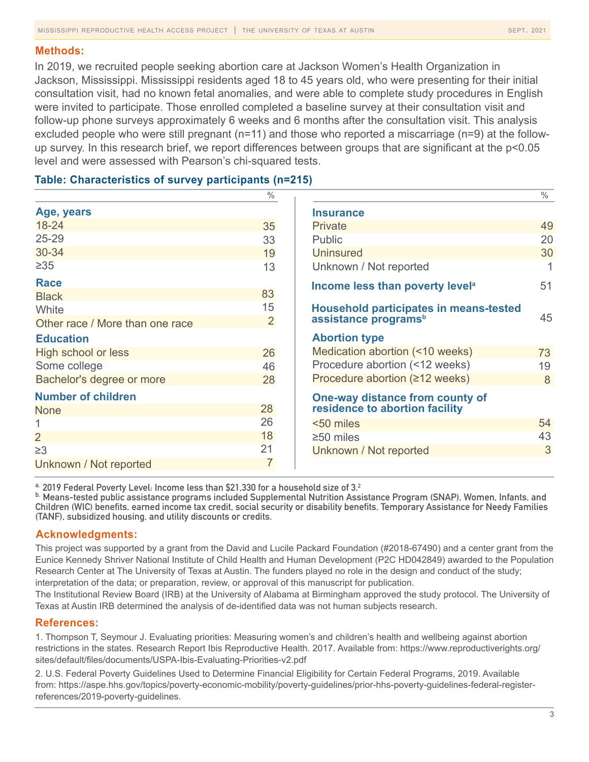## Methods:

In 2019, we recruited people seeking abortion care at Jackson Women's Health Organization in Jackson, Mississippi. Mississippi residents aged 18 to 45 years old, who were presenting for their initial consultation visit, had no known fetal anomalies, and were able to complete study procedures in English were invited to participate. Those enrolled completed a baseline survey at their consultation visit and follow-up phone surveys approximately 6 weeks and 6 months after the consultation visit. This analysis excluded people who were still pregnant (n=11) and those who reported a miscarriage (n=9) at the follow-up survey. In this research brief, we report differences between groups that are significant at the $p<0.05$ level and were assessed with Pearson's chi-squared tests.

### Table: Characteristics of survey participants (n=215)

| | % |
|---|---|
| **Age, years** | |
| 18-24 | 35 |
| 25-29 | 33 |
| 30-34 | 19 |
| ≥35 | 13 |
| **Race** | |
| Black | 83 |
| White | 15 |
| Other race / More than one race | 2 |
| **Education** | |
| High school or less | 26 |
| Some college | 46 |
| Bachelor's degree or more | 28 |
| **Number of children** | |
| None | 28 |
| 1 | 26 |
| 2 | 18 |
| ≥3 | 21 |
| Unknown / Not reported | 7 |
| **Insurance** | |
| Private | 49 |
| Public | 20 |
| Uninsured | 30 |
| Unknown / Not reported | 1 |
| **Income less than poverty level[a]** | 51 |
| **Household participates in means-tested assistance programs[b]** | 45 |
| **Abortion type** | |
| Medication abortion (<10 weeks) | 73 |
| Procedure abortion (<12 weeks) | 19 |
| Procedure abortion (≥12 weeks) | 8 |
| **One-way distance from county of residence to abortion facility** | |
| <50 miles | 54 |
| ≥50 miles | 43 |
| Unknown / Not reported | 3 |

[a] 2019 Federal Poverty Level: Income less than $21,330 for a household size of 3.[2]
[b] Means-tested public assistance programs included Supplemental Nutrition Assistance Program (SNAP), Women, Infants, and Children (WIC) benefits, earned income tax credit, social security or disability benefits, Temporary Assistance for Needy Families (TANF), subsidized housing, and utility discounts or credits.

## Acknowledgments:

This project was supported by a grant from the David and Lucile Packard Foundation (#2018-67490) and a center grant from the Eunice Kennedy Shriver National Institute of Child Health and Human Development (P2C HD042849) awarded to the Population Research Center at The University of Texas at Austin. The funders played no role in the design and conduct of the study; interpretation of the data; or preparation, review, or approval of this manuscript for publication.
The Institutional Review Board (IRB) at the University of Alabama at Birmingham approved the study protocol. The University of Texas at Austin IRB determined the analysis of de-identified data was not human subjects research.

## References:

1. Thompson T, Seymour J. Evaluating priorities: Measuring women's and children's health and wellbeing against abortion restrictions in the states. Research Report Ibis Reproductive Health. 2017. Available from: https://www.reproductiverights.org/sites/default/files/documents/USPA-Ibis-Evaluating-Priorities-v2.pdf

2. U.S. Federal Poverty Guidelines Used to Determine Financial Eligibility for Certain Federal Programs, 2019. Available from: https://aspe.hhs.gov/topics/poverty-economic-mobility/poverty-guidelines/prior-hhs-poverty-guidelines-federal-register-references/2019-poverty-guidelines.